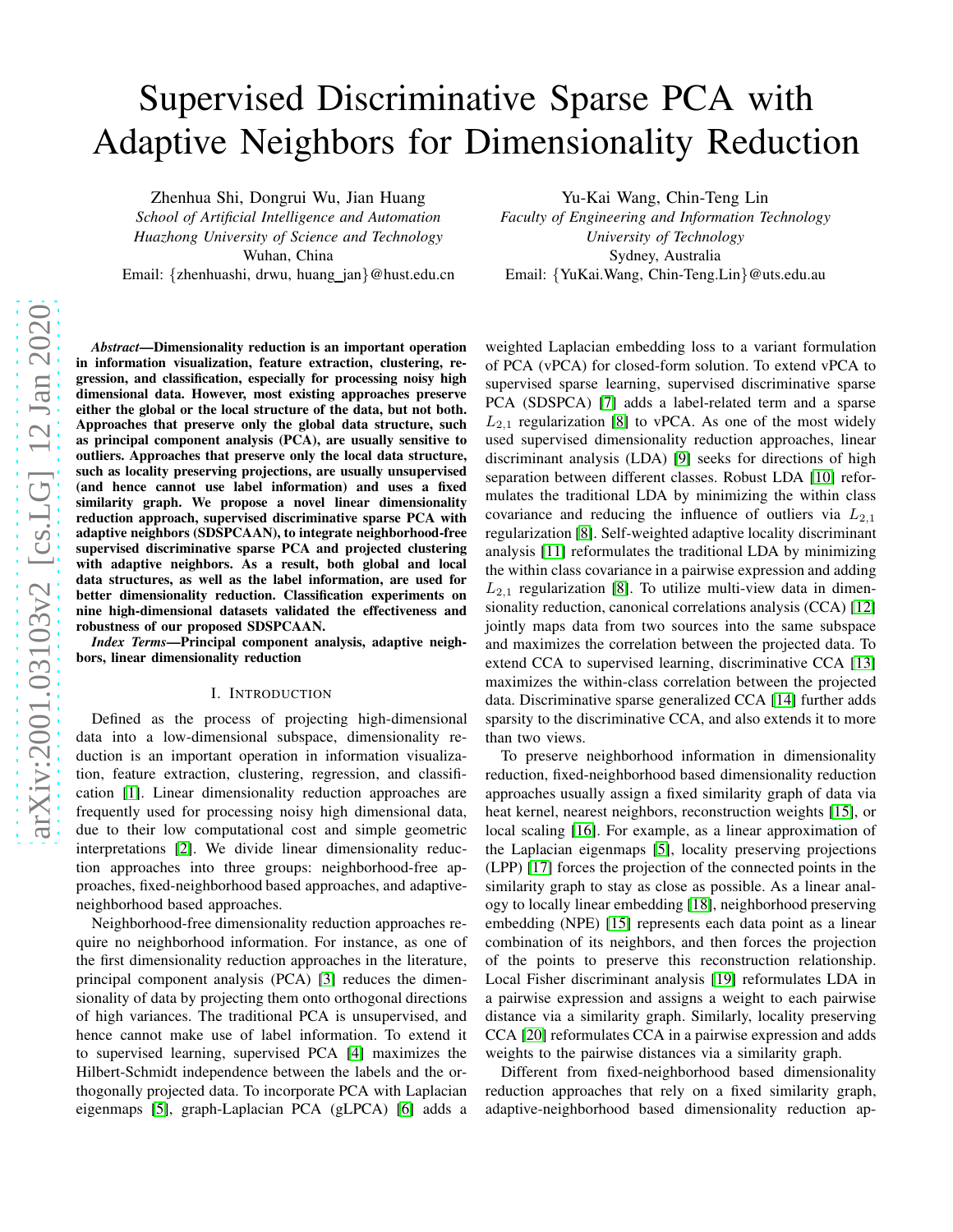# Supervised Discriminative Sparse PCA with Adaptive Neighbors for Dimensionality Reduction

Zhenhua Shi, Dongrui Wu, Jian Huang
*School of Artificial Intelligence and Automation*
*Huazhong University of Science and Technology*
Wuhan, China
Email: {zhenhuashi, drwu, huang_jan}@hust.edu.cn

Yu-Kai Wang, Chin-Teng Lin
*Faculty of Engineering and Information Technology*
*University of Technology*
Sydney, Australia
Email: {YuKai.Wang, Chin-Teng.Lin}@uts.edu.au

***Abstract*—Dimensionality reduction is an important operation in information visualization, feature extraction, clustering, regression, and classification, especially for processing noisy high dimensional data. However, most existing approaches preserve either the global or the local structure of the data, but not both. Approaches that preserve only the global data structure, such as principal component analysis (PCA), are usually sensitive to outliers. Approaches that preserve only the local data structure, such as locality preserving projections, are usually unsupervised (and hence cannot use label information) and uses a fixed similarity graph. We propose a novel linear dimensionality reduction approach, supervised discriminative sparse PCA with adaptive neighbors (SDSPCAAN), to integrate neighborhood-free supervised discriminative sparse PCA and projected clustering with adaptive neighbors. As a result, both global and local data structures, as well as the label information, are used for better dimensionality reduction. Classification experiments on nine high-dimensional datasets validated the effectiveness and robustness of our proposed SDSPCAAN.**

***Index Terms*—Principal component analysis, adaptive neighbors, linear dimensionality reduction**

## I. Introduction

Defined as the process of projecting high-dimensional data into a low-dimensional subspace, dimensionality reduction is an important operation in information visualization, feature extraction, clustering, regression, and classification [1]. Linear dimensionality reduction approaches are frequently used for processing noisy high dimensional data, due to their low computational cost and simple geometric interpretations [2]. We divide linear dimensionality reduction approaches into three groups: neighborhood-free approaches, fixed-neighborhood based approaches, and adaptive-neighborhood based approaches.

Neighborhood-free dimensionality reduction approaches require no neighborhood information. For instance, as one of the first dimensionality reduction approaches in the literature, principal component analysis (PCA) [3] reduces the dimensionality of data by projecting them onto orthogonal directions of high variances. The traditional PCA is unsupervised, and hence cannot make use of label information. To extend it to supervised learning, supervised PCA [4] maximizes the Hilbert-Schmidt independence between the labels and the orthogonally projected data. To incorporate PCA with Laplacian eigenmaps [5], graph-Laplacian PCA (gLPCA) [6] adds a weighted Laplacian embedding loss to a variant formulation of PCA (vPCA) for closed-form solution. To extend vPCA to supervised sparse learning, supervised discriminative sparse PCA (SDSPCA) [7] adds a label-related term and a sparse $L_{2,1}$ regularization [8] to vPCA. As one of the most widely used supervised dimensionality reduction approaches, linear discriminant analysis (LDA) [9] seeks for directions of high separation between different classes. Robust LDA [10] reformulates the traditional LDA by minimizing the within class covariance and reducing the influence of outliers via $L_{2,1}$ regularization [8]. Self-weighted adaptive locality discriminant analysis [11] reformulates the traditional LDA by minimizing the within class covariance in a pairwise expression and adding $L_{2,1}$ regularization [8]. To utilize multi-view data in dimensionality reduction, canonical correlations analysis (CCA) [12] jointly maps data from two sources into the same subspace and maximizes the correlation between the projected data. To extend CCA to supervised learning, discriminative CCA [13] maximizes the within-class correlation between the projected data. Discriminative sparse generalized CCA [14] further adds sparsity to the discriminative CCA, and also extends it to more than two views.

To preserve neighborhood information in dimensionality reduction, fixed-neighborhood based dimensionality reduction approaches usually assign a fixed similarity graph of data via heat kernel, nearest neighbors, reconstruction weights [15], or local scaling [16]. For example, as a linear approximation of the Laplacian eigenmaps [5], locality preserving projections (LPP) [17] forces the projection of the connected points in the similarity graph to stay as close as possible. As a linear analogy to locally linear embedding [18], neighborhood preserving embedding (NPE) [15] represents each data point as a linear combination of its neighbors, and then forces the projection of the points to preserve this reconstruction relationship. Local Fisher discriminant analysis [19] reformulates LDA in a pairwise expression and assigns a weight to each pairwise distance via a similarity graph. Similarly, locality preserving CCA [20] reformulates CCA in a pairwise expression and adds weights to the pairwise distances via a similarity graph.

Different from fixed-neighborhood based dimensionality reduction approaches that rely on a fixed similarity graph, adaptive-neighborhood based dimensionality reduction ap-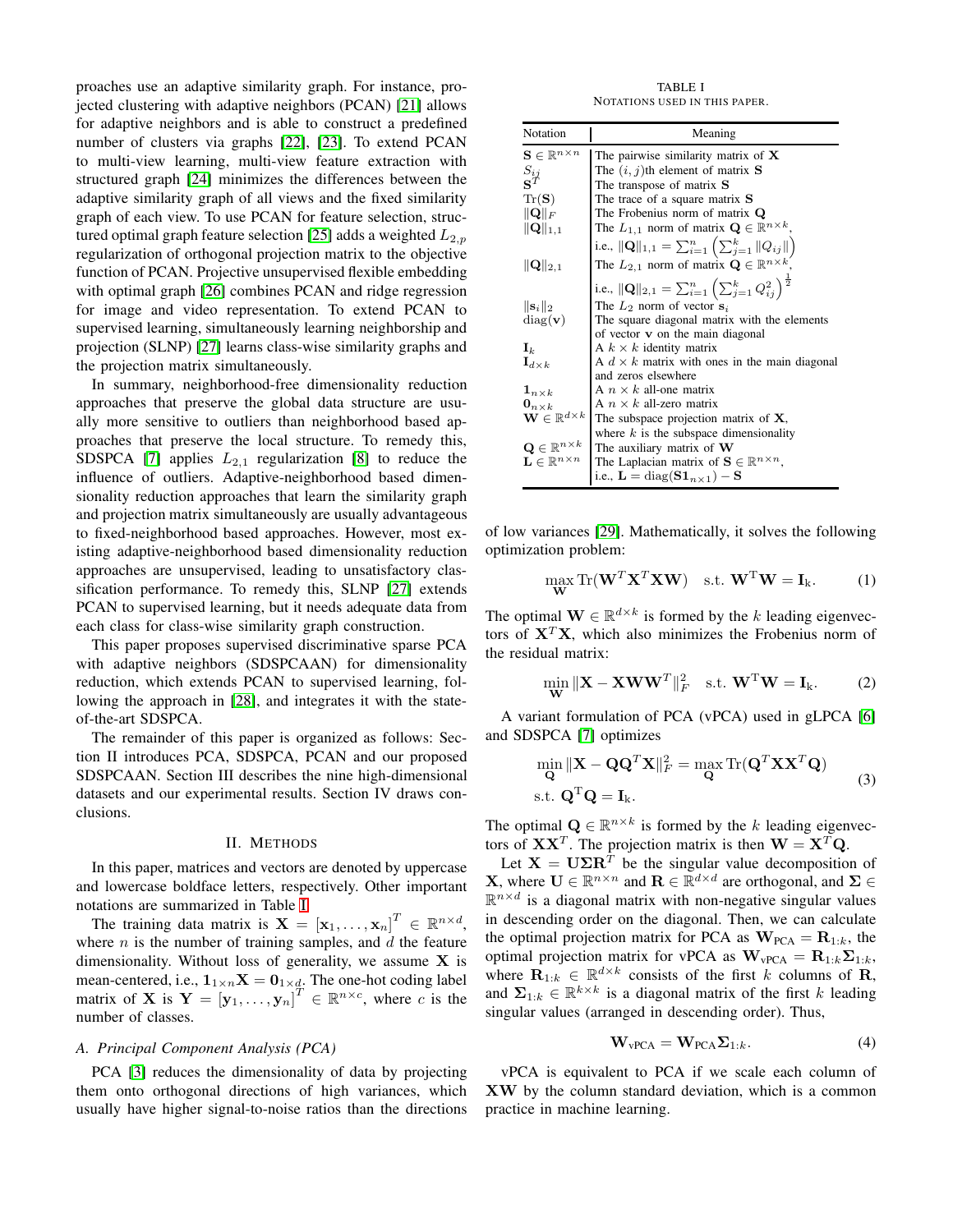proaches use an adaptive similarity graph. For instance, projected clustering with adaptive neighbors (PCAN) [21] allows for adaptive neighbors and is able to construct a predefined number of clusters via graphs [22], [23]. To extend PCAN to multi-view learning, multi-view feature extraction with structured graph [24] minimizes the differences between the adaptive similarity graph of all views and the fixed similarity graph of each view. To use PCAN for feature selection, structured optimal graph feature selection [25] adds a weighted $L_{2,p}$ regularization of orthogonal projection matrix to the objective function of PCAN. Projective unsupervised flexible embedding with optimal graph [26] combines PCAN and ridge regression for image and video representation. To extend PCAN to supervised learning, simultaneously learning neighborship and projection (SLNP) [27] learns class-wise similarity graphs and the projection matrix simultaneously.

In summary, neighborhood-free dimensionality reduction approaches that preserve the global data structure are usually more sensitive to outliers than neighborhood based approaches that preserve the local structure. To remedy this, SDSPCA [7] applies $L_{2,1}$ regularization [8] to reduce the influence of outliers. Adaptive-neighborhood based dimensionality reduction approaches that learn the similarity graph and projection matrix simultaneously are usually advantageous to fixed-neighborhood based approaches. However, most existing adaptive-neighborhood based dimensionality reduction approaches are unsupervised, leading to unsatisfactory classification performance. To remedy this, SLNP [27] extends PCAN to supervised learning, but it needs adequate data from each class for class-wise similarity graph construction.

This paper proposes supervised discriminative sparse PCA with adaptive neighbors (SDSPCAAN) for dimensionality reduction, which extends PCAN to supervised learning, following the approach in [28], and integrates it with the state-of-the-art SDSPCA.

The remainder of this paper is organized as follows: Section II introduces PCA, SDSPCA, PCAN and our proposed SDSPCAAN. Section III describes the nine high-dimensional datasets and our experimental results. Section IV draws conclusions.

## II. Methods

In this paper, matrices and vectors are denoted by uppercase and lowercase boldface letters, respectively. Other important notations are summarized in Table I.

TABLE I
Notations used in this paper.

| Notation | Meaning |
|---|---|
| $\mathbf{S} \in \mathbb{R}^{n\times n}$ | The pairwise similarity matrix of $\mathbf{X}$ |
| $S_{ij}$ | The $(i,j)$th element of matrix $\mathbf{S}$ |
| $\mathbf{S}^T$ | The transpose of matrix $\mathbf{S}$ |
| $\mathrm{Tr}(\mathbf{S})$ | The trace of a square matrix $\mathbf{S}$ |
| $\|\mathbf{Q}\|_F$ | The Frobenius norm of matrix $\mathbf{Q}$ |
| $\|\mathbf{Q}\|_{1,1}$ | The $L_{1,1}$ norm of matrix $\mathbf{Q} \in \mathbb{R}^{n\times k}$, i.e., $\|\mathbf{Q}\|_{1,1} = \sum_{i=1}^{n}\left(\sum_{j=1}^{k}\|Q_{ij}\|\right)$ |
| $\|\mathbf{Q}\|_{2,1}$ | The $L_{2,1}$ norm of matrix $\mathbf{Q} \in \mathbb{R}^{n\times k}$, i.e., $\|\mathbf{Q}\|_{2,1} = \sum_{i=1}^{n}\left(\sum_{j=1}^{k} Q_{ij}^2\right)^{\frac{1}{2}}$ |
| $\|\mathbf{s}_i\|_2$ | The $L_2$ norm of vector $\mathbf{s}_i$ |
| $\mathrm{diag}(\mathbf{v})$ | The square diagonal matrix with the elements of vector $\mathbf{v}$ on the main diagonal |
| $\mathbf{I}_k$ | A $k\times k$ identity matrix |
| $\mathbf{I}_{d\times k}$ | A $d\times k$ matrix with ones in the main diagonal and zeros elsewhere |
| $\mathbf{1}_{n\times k}$ | A $n\times k$ all-one matrix |
| $\mathbf{0}_{n\times k}$ | A $n\times k$ all-zero matrix |
| $\mathbf{W} \in \mathbb{R}^{d\times k}$ | The subspace projection matrix of $\mathbf{X}$, where $k$ is the subspace dimensionality |
| $\mathbf{Q} \in \mathbb{R}^{n\times k}$ | The auxiliary matrix of $\mathbf{W}$ |
| $\mathbf{L} \in \mathbb{R}^{n\times n}$ | The Laplacian matrix of $\mathbf{S} \in \mathbb{R}^{n\times n}$, i.e., $\mathbf{L} = \mathrm{diag}(\mathbf{S}\mathbf{1}_{n\times 1}) - \mathbf{S}$ |

The training data matrix is $\mathbf{X} = [\mathbf{x}_1, \ldots, \mathbf{x}_n]^T \in \mathbb{R}^{n\times d}$, where $n$ is the number of training samples, and $d$ the feature dimensionality. Without loss of generality, we assume $\mathbf{X}$ is mean-centered, i.e., $\mathbf{1}_{1\times n}\mathbf{X} = \mathbf{0}_{1\times d}$. The one-hot coding label matrix of $\mathbf{X}$ is $\mathbf{Y} = [\mathbf{y}_1, \ldots, \mathbf{y}_n]^T \in \mathbb{R}^{n\times c}$, where $c$ is the number of classes.

### A. Principal Component Analysis (PCA)

PCA [3] reduces the dimensionality of data by projecting them onto orthogonal directions of high variances, which usually have higher signal-to-noise ratios than the directions of low variances [29]. Mathematically, it solves the following optimization problem:

$$\max_{\mathbf{W}} \mathrm{Tr}(\mathbf{W}^T\mathbf{X}^T\mathbf{X}\mathbf{W}) \quad \text{s.t. } \mathbf{W}^T\mathbf{W} = \mathbf{I}_k. \tag{1}$$

The optimal $\mathbf{W} \in \mathbb{R}^{d\times k}$ is formed by the $k$ leading eigenvectors of $\mathbf{X}^T\mathbf{X}$, which also minimizes the Frobenius norm of the residual matrix:

$$\min_{\mathbf{W}} \|\mathbf{X} - \mathbf{X}\mathbf{W}\mathbf{W}^T\|_F^2 \quad \text{s.t. } \mathbf{W}^T\mathbf{W} = \mathbf{I}_k. \tag{2}$$

A variant formulation of PCA (vPCA) used in gLPCA [6] and SDSPCA [7] optimizes

$$\begin{aligned} &\min_{\mathbf{Q}} \|\mathbf{X} - \mathbf{Q}\mathbf{Q}^T\mathbf{X}\|_F^2 = \max_{\mathbf{Q}} \mathrm{Tr}(\mathbf{Q}^T\mathbf{X}\mathbf{X}^T\mathbf{Q}) \\ &\text{s.t. } \mathbf{Q}^T\mathbf{Q} = \mathbf{I}_k. \end{aligned} \tag{3}$$

The optimal $\mathbf{Q} \in \mathbb{R}^{n\times k}$ is formed by the $k$ leading eigenvectors of $\mathbf{X}\mathbf{X}^T$. The projection matrix is then $\mathbf{W} = \mathbf{X}^T\mathbf{Q}$.

Let $\mathbf{X} = \mathbf{U}\mathbf{\Sigma}\mathbf{R}^T$ be the singular value decomposition of $\mathbf{X}$, where $\mathbf{U} \in \mathbb{R}^{n\times n}$ and $\mathbf{R} \in \mathbb{R}^{d\times d}$ are orthogonal, and $\mathbf{\Sigma} \in \mathbb{R}^{n\times d}$ is a diagonal matrix with non-negative singular values in descending order on the diagonal. Then, we can calculate the optimal projection matrix for PCA as $\mathbf{W}_{\text{PCA}} = \mathbf{R}_{1:k}$, the optimal projection matrix for vPCA as $\mathbf{W}_{\text{vPCA}} = \mathbf{R}_{1:k}\mathbf{\Sigma}_{1:k}$, where $\mathbf{R}_{1:k} \in \mathbb{R}^{d\times k}$ consists of the first $k$ columns of $\mathbf{R}$, and $\mathbf{\Sigma}_{1:k} \in \mathbb{R}^{k\times k}$ is a diagonal matrix of the first $k$ leading singular values (arranged in descending order). Thus,

$$\mathbf{W}_{\text{vPCA}} = \mathbf{W}_{\text{PCA}}\mathbf{\Sigma}_{1:k}. \tag{4}$$

vPCA is equivalent to PCA if we scale each column of $\mathbf{X}\mathbf{W}$ by the column standard deviation, which is a common practice in machine learning.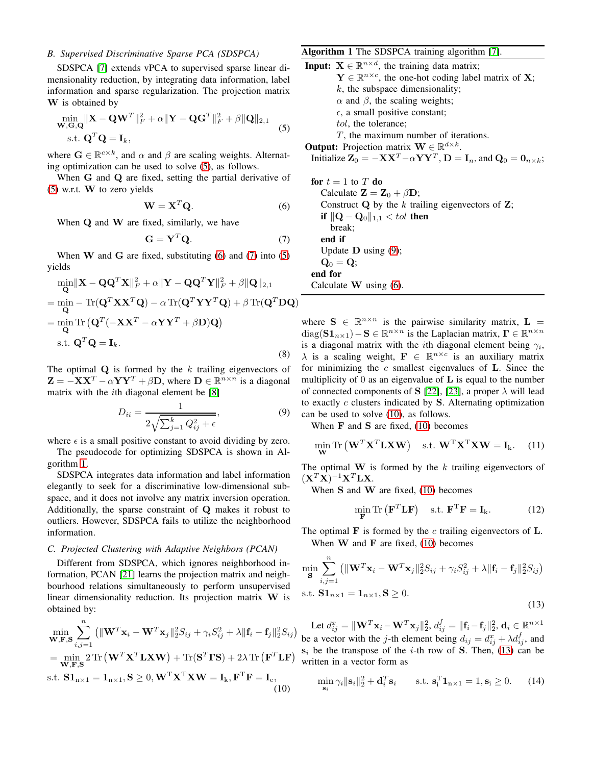### B. Supervised Discriminative Sparse PCA (SDSPCA)

SDSPCA [7] extends vPCA to supervised sparse linear dimensionality reduction, by integrating data information, label information and sparse regularization. The projection matrix $\mathbf{W}$ is obtained by

$$\min_{\mathbf{W},\mathbf{G},\mathbf{Q}} \|\mathbf{X}-\mathbf{Q}\mathbf{W}^T\|_F^2 + \alpha\|\mathbf{Y}-\mathbf{Q}\mathbf{G}^T\|_F^2 + \beta\|\mathbf{Q}\|_{2,1} \quad \text{s.t. } \mathbf{Q}^T\mathbf{Q}=\mathbf{I}_k, \tag{5}$$

where $\mathbf{G}\in\mathbb{R}^{c\times k}$, and $\alpha$ and $\beta$ are scaling weights. Alternating optimization can be used to solve (5), as follows.

When $\mathbf{G}$ and $\mathbf{Q}$ are fixed, setting the partial derivative of (5) w.r.t. $\mathbf{W}$ to zero yields

$$\mathbf{W}=\mathbf{X}^T\mathbf{Q}. \tag{6}$$

When $\mathbf{Q}$ and $\mathbf{W}$ are fixed, similarly, we have

$$\mathbf{G}=\mathbf{Y}^T\mathbf{Q}. \tag{7}$$

When $\mathbf{W}$ and $\mathbf{G}$ are fixed, substituting (6) and (7) into (5) yields

$$\begin{aligned}
&\min_{\mathbf{Q}} \|\mathbf{X}-\mathbf{Q}\mathbf{Q}^T\mathbf{X}\|_F^2 + \alpha\|\mathbf{Y}-\mathbf{Q}\mathbf{Q}^T\mathbf{Y}\|_F^2 + \beta\|\mathbf{Q}\|_{2,1} \\
=&\min_{\mathbf{Q}} -\operatorname{Tr}(\mathbf{Q}^T\mathbf{X}\mathbf{X}^T\mathbf{Q}) - \alpha\operatorname{Tr}(\mathbf{Q}^T\mathbf{Y}\mathbf{Y}^T\mathbf{Q}) + \beta\operatorname{Tr}(\mathbf{Q}^T\mathbf{D}\mathbf{Q}) \\
=&\min_{\mathbf{Q}} \operatorname{Tr}\left(\mathbf{Q}^T(-\mathbf{X}\mathbf{X}^T-\alpha\mathbf{Y}\mathbf{Y}^T+\beta\mathbf{D})\mathbf{Q}\right) \\
&\text{s.t. } \mathbf{Q}^T\mathbf{Q}=\mathbf{I}_k.
\end{aligned} \tag{8}$$

The optimal $\mathbf{Q}$ is formed by the $k$ trailing eigenvectors of $\mathbf{Z}=-\mathbf{X}\mathbf{X}^T-\alpha\mathbf{Y}\mathbf{Y}^T+\beta\mathbf{D}$, where $\mathbf{D}\in\mathbb{R}^{n\times n}$ is a diagonal matrix with the $i$th diagonal element be [8]

$$D_{ii}=\frac{1}{2\sqrt{\sum_{j=1}^k Q_{ij}^2+\epsilon}}, \tag{9}$$

where $\epsilon$ is a small positive constant to avoid dividing by zero.

The pseudocode for optimizing SDSPCA is shown in Algorithm 1.

SDSPCA integrates data information and label information elegantly to seek for a discriminative low-dimensional subspace, and it does not involve any matrix inversion operation. Additionally, the sparse constraint of $\mathbf{Q}$ makes it robust to outliers. However, SDSPCA fails to utilize the neighborhood information.

**Algorithm 1** The SDSPCA training algorithm [7].

**Input:** $\mathbf{X}\in\mathbb{R}^{n\times d}$, the training data matrix;
$\mathbf{Y}\in\mathbb{R}^{n\times c}$, the one-hot coding label matrix of $\mathbf{X}$;
$k$, the subspace dimensionality;
$\alpha$ and $\beta$, the scaling weights;
$\epsilon$, a small positive constant;
$tol$, the tolerance;
$T$, the maximum number of iterations.
**Output:** Projection matrix $\mathbf{W}\in\mathbb{R}^{d\times k}$.

```
Initialize Z_0 = -XX^T - αYY^T, D = I_n, and Q_0 = 0_{n×k};
for t = 1 to T do
    Calculate Z = Z_0 + βD;
    Construct Q by the k trailing eigenvectors of Z;
    if ||Q - Q_0||_{1,1} < tol then
        break;
    end if
    Update D using (9);
    Q_0 = Q;
end for
Calculate W using (6).
```

### C. Projected Clustering with Adaptive Neighbors (PCAN)

Different from SDSPCA, which ignores neighborhood information, PCAN [21] learns the projection matrix and neighbourhood relations simultaneously to perform unsupervised linear dimensionality reduction. Its projection matrix $\mathbf{W}$ is obtained by:

$$\begin{aligned}
&\min_{\mathbf{W},\mathbf{F},\mathbf{S}} \sum_{i,j=1}^n \left(\|\mathbf{W}^T\mathbf{x}_i-\mathbf{W}^T\mathbf{x}_j\|_2^2 S_{ij} + \gamma_i S_{ij}^2 + \lambda\|\mathbf{f}_i-\mathbf{f}_j\|_2^2 S_{ij}\right) \\
=&\min_{\mathbf{W},\mathbf{F},\mathbf{S}} 2\operatorname{Tr}\left(\mathbf{W}^T\mathbf{X}^T\mathbf{L}\mathbf{X}\mathbf{W}\right) + \operatorname{Tr}(\mathbf{S}^T\mathbf{\Gamma}\mathbf{S}) + 2\lambda\operatorname{Tr}\left(\mathbf{F}^T\mathbf{L}\mathbf{F}\right) \\
&\text{s.t. } \mathbf{S}\mathbf{1}_{n\times 1}=\mathbf{1}_{n\times 1}, \mathbf{S}\geq 0, \mathbf{W}^T\mathbf{X}^T\mathbf{X}\mathbf{W}=\mathbf{I}_k, \mathbf{F}^T\mathbf{F}=\mathbf{I}_c,
\end{aligned} \tag{10}$$

where $\mathbf{S}\in\mathbb{R}^{n\times n}$ is the pairwise similarity matrix, $\mathbf{L}=\operatorname{diag}(\mathbf{S}\mathbf{1}_{n\times 1})-\mathbf{S}\in\mathbb{R}^{n\times n}$ is the Laplacian matrix, $\mathbf{\Gamma}\in\mathbb{R}^{n\times n}$ is a diagonal matrix with the $i$th diagonal element being $\gamma_i$, $\lambda$ is a scaling weight, $\mathbf{F}\in\mathbb{R}^{n\times c}$ is an auxiliary matrix for minimizing the $c$ smallest eigenvalues of $\mathbf{L}$. Since the multiplicity of 0 as an eigenvalue of $\mathbf{L}$ is equal to the number of connected components of $\mathbf{S}$ [22], [23], a proper $\lambda$ will lead to exactly $c$ clusters indicated by $\mathbf{S}$. Alternating optimization can be used to solve (10), as follows.

When $\mathbf{F}$ and $\mathbf{S}$ are fixed, (10) becomes

$$\min_{\mathbf{W}} \operatorname{Tr}\left(\mathbf{W}^T\mathbf{X}^T\mathbf{L}\mathbf{X}\mathbf{W}\right) \quad \text{s.t. } \mathbf{W}^T\mathbf{X}^T\mathbf{X}\mathbf{W}=\mathbf{I}_k. \tag{11}$$

The optimal $\mathbf{W}$ is formed by the $k$ trailing eigenvectors of $(\mathbf{X}^T\mathbf{X})^{-1}\mathbf{X}^T\mathbf{L}\mathbf{X}$.

When $\mathbf{S}$ and $\mathbf{W}$ are fixed, (10) becomes

$$\min_{\mathbf{F}} \operatorname{Tr}\left(\mathbf{F}^T\mathbf{L}\mathbf{F}\right) \quad \text{s.t. } \mathbf{F}^T\mathbf{F}=\mathbf{I}_k. \tag{12}$$

The optimal $\mathbf{F}$ is formed by the $c$ trailing eigenvectors of $\mathbf{L}$.

When $\mathbf{W}$ and $\mathbf{F}$ are fixed, (10) becomes

$$\begin{aligned}
&\min_{\mathbf{S}} \sum_{i,j=1}^n \left(\|\mathbf{W}^T\mathbf{x}_i-\mathbf{W}^T\mathbf{x}_j\|_2^2 S_{ij} + \gamma_i S_{ij}^2 + \lambda\|\mathbf{f}_i-\mathbf{f}_j\|_2^2 S_{ij}\right) \\
&\text{s.t. } \mathbf{S}\mathbf{1}_{n\times 1}=\mathbf{1}_{n\times 1}, \mathbf{S}\geq 0.
\end{aligned} \tag{13}$$

Let $d_{ij}^x=\|\mathbf{W}^T\mathbf{x}_i-\mathbf{W}^T\mathbf{x}_j\|_2^2$, $d_{ij}^f=\|\mathbf{f}_i-\mathbf{f}_j\|_2^2$, $\mathbf{d}_i\in\mathbb{R}^{n\times 1}$ be a vector with the $j$-th element being $d_{ij}=d_{ij}^x+\lambda d_{ij}^f$, and $\mathbf{s}_i$ be the transpose of the $i$-th row of $\mathbf{S}$. Then, (13) can be written in a vector form as

$$\min_{\mathbf{s}_i} \gamma_i\|\mathbf{s}_i\|_2^2 + \mathbf{d}_i^T\mathbf{s}_i \quad \text{s.t. } \mathbf{s}_i^T\mathbf{1}_{n\times 1}=1, \mathbf{s}_i\geq 0. \tag{14}$$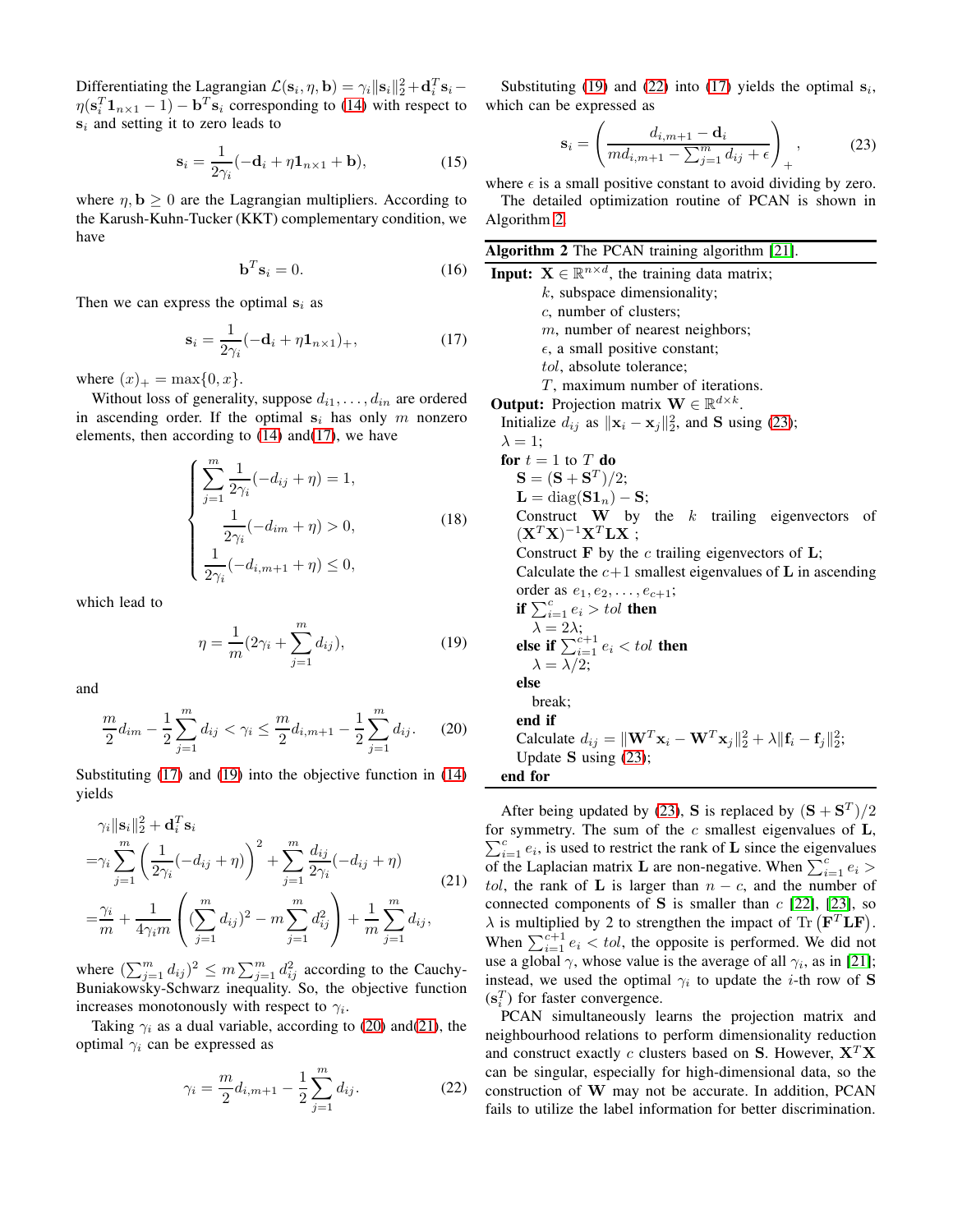Differentiating the Lagrangian $\mathcal{L}(\mathbf{s}_i, \eta, \mathbf{b}) = \gamma_i \|\mathbf{s}_i\|_2^2 + \mathbf{d}_i^T \mathbf{s}_i - \eta(\mathbf{s}_i^T \mathbf{1}_{n\times 1} - 1) - \mathbf{b}^T \mathbf{s}_i$ corresponding to (14) with respect to $\mathbf{s}_i$ and setting it to zero leads to

$$\mathbf{s}_i = \frac{1}{2\gamma_i}(-\mathbf{d}_i + \eta \mathbf{1}_{n\times 1} + \mathbf{b}), \tag{15}$$

where $\eta, \mathbf{b} \geq 0$ are the Lagrangian multipliers. According to the Karush-Kuhn-Tucker (KKT) complementary condition, we have

$$\mathbf{b}^T \mathbf{s}_i = 0. \tag{16}$$

Then we can express the optimal $\mathbf{s}_i$ as

$$\mathbf{s}_i = \frac{1}{2\gamma_i}(-\mathbf{d}_i + \eta \mathbf{1}_{n\times 1})_+, \tag{17}$$

where $(x)_+ = \max\{0, x\}$.

Without loss of generality, suppose $d_{i1}, \ldots, d_{in}$ are ordered in ascending order. If the optimal $\mathbf{s}_i$ has only $m$ nonzero elements, then according to (14) and(17), we have

$$\begin{cases} \sum_{j=1}^{m} \frac{1}{2\gamma_i}(-d_{ij} + \eta) = 1, \\ \frac{1}{2\gamma_i}(-d_{im} + \eta) > 0, \\ \frac{1}{2\gamma_i}(-d_{i,m+1} + \eta) \leq 0, \end{cases} \tag{18}$$

which lead to

$$\eta = \frac{1}{m}(2\gamma_i + \sum_{j=1}^{m} d_{ij}), \tag{19}$$

and

$$\frac{m}{2} d_{im} - \frac{1}{2}\sum_{j=1}^{m} d_{ij} < \gamma_i \leq \frac{m}{2} d_{i,m+1} - \frac{1}{2}\sum_{j=1}^{m} d_{ij}. \tag{20}$$

Substituting (17) and (19) into the objective function in (14) yields

$$\begin{aligned} &\gamma_i \|\mathbf{s}_i\|_2^2 + \mathbf{d}_i^T \mathbf{s}_i \\ =&\gamma_i \sum_{j=1}^{m} \left( \frac{1}{2\gamma_i}(-d_{ij} + \eta) \right)^2 + \sum_{j=1}^{m} \frac{d_{ij}}{2\gamma_i}(-d_{ij} + \eta) \\ =&\frac{\gamma_i}{m} + \frac{1}{4\gamma_i m} \left( (\sum_{j=1}^{m} d_{ij})^2 - m \sum_{j=1}^{m} d_{ij}^2 \right) + \frac{1}{m}\sum_{j=1}^{m} d_{ij}, \end{aligned} \tag{21}$$

where $(\sum_{j=1}^{m} d_{ij})^2 \leq m \sum_{j=1}^{m} d_{ij}^2$ according to the Cauchy-Buniakowsky-Schwarz inequality. So, the objective function increases monotonously with respect to $\gamma_i$.

Taking $\gamma_i$ as a dual variable, according to (20) and(21), the optimal $\gamma_i$ can be expressed as

$$\gamma_i = \frac{m}{2} d_{i,m+1} - \frac{1}{2}\sum_{j=1}^{m} d_{ij}. \tag{22}$$

Substituting (19) and (22) into (17) yields the optimal $\mathbf{s}_i$, which can be expressed as

$$\mathbf{s}_i = \left( \frac{d_{i,m+1} - \mathbf{d}_i}{m d_{i,m+1} - \sum_{j=1}^{m} d_{ij} + \epsilon} \right)_+, \tag{23}$$

where $\epsilon$ is a small positive constant to avoid dividing by zero.

The detailed optimization routine of PCAN is shown in Algorithm 2.

---

**Algorithm 2** The PCAN training algorithm [21].

**Input:** $\mathbf{X} \in \mathbb{R}^{n\times d}$, the training data matrix;
  $k$, subspace dimensionality;
  $c$, number of clusters;
  $m$, number of nearest neighbors;
  $\epsilon$, a small positive constant;
  $tol$, absolute tolerance;
  $T$, maximum number of iterations.

**Output:** Projection matrix $\mathbf{W} \in \mathbb{R}^{d\times k}$.

```
Initialize d_ij as ||x_i − x_j||_2^2, and S using (23);
λ = 1;
for t = 1 to T do
    S = (S + S^T)/2;
    L = diag(S1_n) − S;
    Construct W by the k trailing eigenvectors of (X^T X)^{-1} X^T L X ;
    Construct F by the c trailing eigenvectors of L;
    Calculate the c+1 smallest eigenvalues of L in ascending order as e_1, e_2, ..., e_{c+1};
    if Σ_{i=1}^{c} e_i > tol then
        λ = 2λ;
    else if Σ_{i=1}^{c+1} e_i < tol then
        λ = λ/2;
    else
        break;
    end if
    Calculate d_ij = ||W^T x_i − W^T x_j||_2^2 + λ||f_i − f_j||_2^2;
    Update S using (23);
end for
```

---

After being updated by (23), $\mathbf{S}$ is replaced by $(\mathbf{S} + \mathbf{S}^T)/2$ for symmetry. The sum of the $c$ smallest eigenvalues of $\mathbf{L}$, $\sum_{i=1}^{c} e_i$, is used to restrict the rank of $\mathbf{L}$ since the eigenvalues of the Laplacian matrix $\mathbf{L}$ are non-negative. When $\sum_{i=1}^{c} e_i > tol$, the rank of $\mathbf{L}$ is larger than $n - c$, and the number of connected components of $\mathbf{S}$ is smaller than $c$ [22], [23], so $\lambda$ is multiplied by 2 to strengthen the impact of $\mathrm{Tr}\left(\mathbf{F}^T \mathbf{L} \mathbf{F}\right)$. When $\sum_{i=1}^{c+1} e_i < tol$, the opposite is performed. We did not use a global $\gamma$, whose value is the average of all $\gamma_i$, as in [21]; instead, we used the optimal $\gamma_i$ to update the $i$-th row of $\mathbf{S}$ ($\mathbf{s}_i^T$) for faster convergence.

PCAN simultaneously learns the projection matrix and neighbourhood relations to perform dimensionality reduction and construct exactly $c$ clusters based on $\mathbf{S}$. However, $\mathbf{X}^T\mathbf{X}$ can be singular, especially for high-dimensional data, so the construction of $\mathbf{W}$ may not be accurate. In addition, PCAN fails to utilize the label information for better discrimination.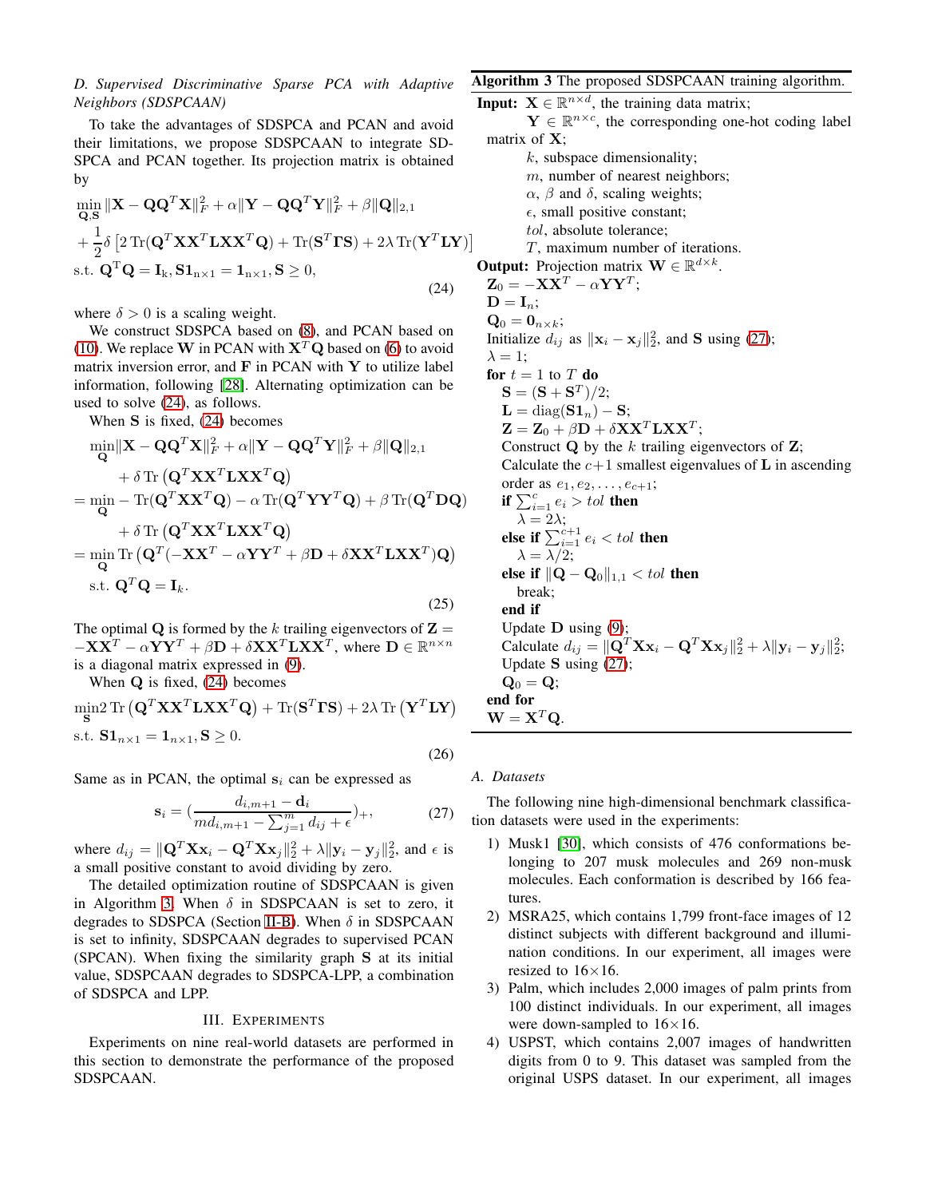### D. Supervised Discriminative Sparse PCA with Adaptive Neighbors (SDSPCAAN)

To take the advantages of SDSPCA and PCAN and avoid their limitations, we propose SDSPCAAN to integrate SDSPCA and PCAN together. Its projection matrix is obtained by

$$
\begin{aligned}
&\min_{\mathbf{Q},\mathbf{S}} \|\mathbf{X}-\mathbf{Q}\mathbf{Q}^T\mathbf{X}\|_F^2 + \alpha\|\mathbf{Y}-\mathbf{Q}\mathbf{Q}^T\mathbf{Y}\|_F^2 + \beta\|\mathbf{Q}\|_{2,1} \\
&+ \frac{1}{2}\delta\left[2\operatorname{Tr}(\mathbf{Q}^T\mathbf{X}\mathbf{X}^T\mathbf{L}\mathbf{X}\mathbf{X}^T\mathbf{Q}) + \operatorname{Tr}(\mathbf{S}^T\mathbf{\Gamma}\mathbf{S}) + 2\lambda\operatorname{Tr}(\mathbf{Y}^T\mathbf{L}\mathbf{Y})\right] \\
&\text{s.t. } \mathbf{Q}^T\mathbf{Q}=\mathbf{I}_k, \mathbf{S}\mathbf{1}_{n\times 1}=\mathbf{1}_{n\times 1}, \mathbf{S}\geq 0,
\end{aligned} \tag{24}
$$

where $\delta > 0$ is a scaling weight.

We construct SDSPCA based on (8), and PCAN based on (10). We replace $\mathbf{W}$ in PCAN with $\mathbf{X}^T\mathbf{Q}$ based on (6) to avoid matrix inversion error, and $\mathbf{F}$ in PCAN with $\mathbf{Y}$ to utilize label information, following [28]. Alternating optimization can be used to solve (24), as follows.

When $\mathbf{S}$ is fixed, (24) becomes

$$
\begin{aligned}
&\min_{\mathbf{Q}} \|\mathbf{X}-\mathbf{Q}\mathbf{Q}^T\mathbf{X}\|_F^2 + \alpha\|\mathbf{Y}-\mathbf{Q}\mathbf{Q}^T\mathbf{Y}\|_F^2 + \beta\|\mathbf{Q}\|_{2,1} \\
&\quad + \delta\operatorname{Tr}\left(\mathbf{Q}^T\mathbf{X}\mathbf{X}^T\mathbf{L}\mathbf{X}\mathbf{X}^T\mathbf{Q}\right) \\
&= \min_{\mathbf{Q}} -\operatorname{Tr}(\mathbf{Q}^T\mathbf{X}\mathbf{X}^T\mathbf{Q}) - \alpha\operatorname{Tr}(\mathbf{Q}^T\mathbf{Y}\mathbf{Y}^T\mathbf{Q}) + \beta\operatorname{Tr}(\mathbf{Q}^T\mathbf{D}\mathbf{Q}) \\
&\quad + \delta\operatorname{Tr}\left(\mathbf{Q}^T\mathbf{X}\mathbf{X}^T\mathbf{L}\mathbf{X}\mathbf{X}^T\mathbf{Q}\right) \\
&= \min_{\mathbf{Q}} \operatorname{Tr}\left(\mathbf{Q}^T(-\mathbf{X}\mathbf{X}^T - \alpha\mathbf{Y}\mathbf{Y}^T + \beta\mathbf{D} + \delta\mathbf{X}\mathbf{X}^T\mathbf{L}\mathbf{X}\mathbf{X}^T)\mathbf{Q}\right) \\
&\quad \text{s.t. } \mathbf{Q}^T\mathbf{Q}=\mathbf{I}_k.
\end{aligned} \tag{25}
$$

The optimal $\mathbf{Q}$ is formed by the $k$ trailing eigenvectors of $\mathbf{Z} = -\mathbf{X}\mathbf{X}^T - \alpha\mathbf{Y}\mathbf{Y}^T + \beta\mathbf{D} + \delta\mathbf{X}\mathbf{X}^T\mathbf{L}\mathbf{X}\mathbf{X}^T$, where $\mathbf{D}\in\mathbb{R}^{n\times n}$ is a diagonal matrix expressed in (9).

When $\mathbf{Q}$ is fixed, (24) becomes

$$
\begin{aligned}
&\min_{\mathbf{S}} 2\operatorname{Tr}\left(\mathbf{Q}^T\mathbf{X}\mathbf{X}^T\mathbf{L}\mathbf{X}\mathbf{X}^T\mathbf{Q}\right) + \operatorname{Tr}(\mathbf{S}^T\mathbf{\Gamma}\mathbf{S}) + 2\lambda\operatorname{Tr}\left(\mathbf{Y}^T\mathbf{L}\mathbf{Y}\right) \\
&\text{s.t. } \mathbf{S}\mathbf{1}_{n\times 1}=\mathbf{1}_{n\times 1}, \mathbf{S}\geq 0.
\end{aligned} \tag{26}
$$

Same as in PCAN, the optimal $\mathbf{s}_i$ can be expressed as

$$
\mathbf{s}_i = \left(\frac{d_{i,m+1}-\mathbf{d}_i}{m d_{i,m+1} - \sum_{j=1}^m d_{ij} + \epsilon}\right)_+, \tag{27}
$$

where $d_{ij} = \|\mathbf{Q}^T\mathbf{X}\mathbf{x}_i - \mathbf{Q}^T\mathbf{X}\mathbf{x}_j\|_2^2 + \lambda\|\mathbf{y}_i-\mathbf{y}_j\|_2^2$, and $\epsilon$ is a small positive constant to avoid dividing by zero.

The detailed optimization routine of SDSPCAAN is given in Algorithm 3. When $\delta$ in SDSPCAAN is set to zero, it degrades to SDSPCA (Section II-B). When $\delta$ in SDSPCAAN is set to infinity, SDSPCAAN degrades to supervised PCAN (SPCAN). When fixing the similarity graph $\mathbf{S}$ at its initial value, SDSPCAAN degrades to SDSPCA-LPP, a combination of SDSPCA and LPP.

**Algorithm 3** The proposed SDSPCAAN training algorithm.

**Input:** $\mathbf{X}\in\mathbb{R}^{n\times d}$, the training data matrix;
$\mathbf{Y}\in\mathbb{R}^{n\times c}$, the corresponding one-hot coding label matrix of $\mathbf{X}$;
$k$, subspace dimensionality;
$m$, number of nearest neighbors;
$\alpha$, $\beta$ and $\delta$, scaling weights;
$\epsilon$, small positive constant;
$tol$, absolute tolerance;
$T$, maximum number of iterations.

**Output:** Projection matrix $\mathbf{W}\in\mathbb{R}^{d\times k}$.

```
Z_0 = -XX^T - αYY^T;
D = I_n;
Q_0 = 0_{n×k};
Initialize d_ij as ||x_i - x_j||_2^2, and S using (27);
λ = 1;
for t = 1 to T do
    S = (S + S^T)/2;
    L = diag(S1_n) - S;
    Z = Z_0 + βD + δXX^T LXX^T;
    Construct Q by the k trailing eigenvectors of Z;
    Calculate the c+1 smallest eigenvalues of L in ascending
    order as e_1, e_2, ..., e_{c+1};
    if Σ_{i=1}^{c} e_i > tol then
        λ = 2λ;
    else if Σ_{i=1}^{c+1} e_i < tol then
        λ = λ/2;
    else if ||Q - Q_0||_{1,1} < tol then
        break;
    end if
    Update D using (9);
    Calculate d_ij = ||Q^T X x_i - Q^T X x_j||_2^2 + λ||y_i - y_j||_2^2;
    Update S using (27);
    Q_0 = Q;
end for
W = X^T Q.
```

## III. Experiments

Experiments on nine real-world datasets are performed in this section to demonstrate the performance of the proposed SDSPCAAN.

### A. Datasets

The following nine high-dimensional benchmark classification datasets were used in the experiments:

1) Musk1 [30], which consists of 476 conformations belonging to 207 musk molecules and 269 non-musk molecules. Each conformation is described by 166 features.
2) MSRA25, which contains 1,799 front-face images of 12 distinct subjects with different background and illumination conditions. In our experiment, all images were resized to 16×16.
3) Palm, which includes 2,000 images of palm prints from 100 distinct individuals. In our experiment, all images were down-sampled to 16×16.
4) USPST, which contains 2,007 images of handwritten digits from 0 to 9. This dataset was sampled from the original USPS dataset. In our experiment, all images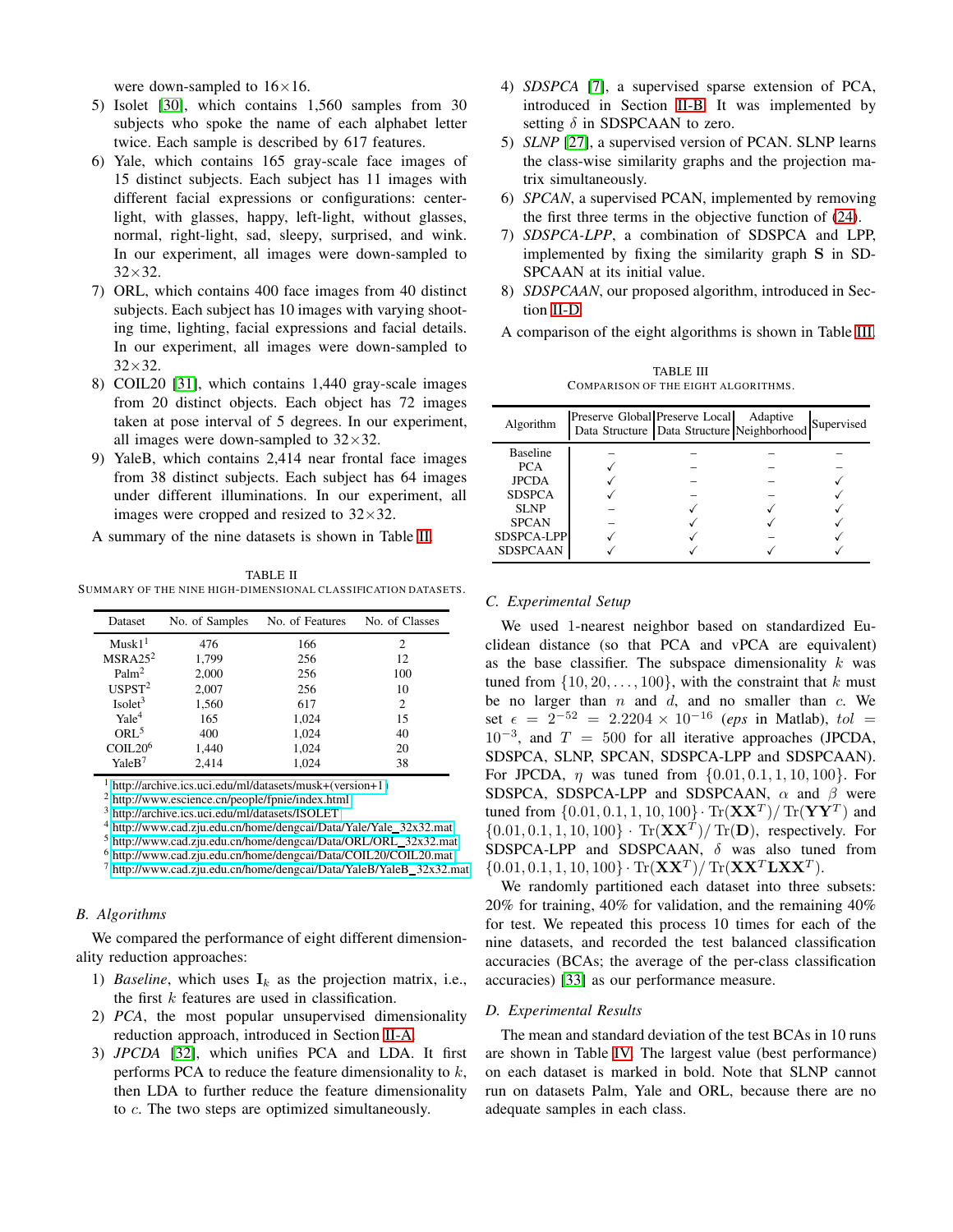were down-sampled to 16×16.

5) Isolet [30], which contains 1,560 samples from 30 subjects who spoke the name of each alphabet letter twice. Each sample is described by 617 features.
6) Yale, which contains 165 gray-scale face images of 15 distinct subjects. Each subject has 11 images with different facial expressions or configurations: center-light, with glasses, happy, left-light, without glasses, normal, right-light, sad, sleepy, surprised, and wink. In our experiment, all images were down-sampled to 32×32.
7) ORL, which contains 400 face images from 40 distinct subjects. Each subject has 10 images with varying shooting time, lighting, facial expressions and facial details. In our experiment, all images were down-sampled to 32×32.
8) COIL20 [31], which contains 1,440 gray-scale images from 20 distinct objects. Each object has 72 images taken at pose interval of 5 degrees. In our experiment, all images were down-sampled to 32×32.
9) YaleB, which contains 2,414 near frontal face images from 38 distinct subjects. Each subject has 64 images under different illuminations. In our experiment, all images were cropped and resized to 32×32.

A summary of the nine datasets is shown in Table II.

TABLE II
SUMMARY OF THE NINE HIGH-DIMENSIONAL CLASSIFICATION DATASETS.

| Dataset | No. of Samples | No. of Features | No. of Classes |
|---|---|---|---|
| Musk1[1] | 476 | 166 | 2 |
| MSRA25[2] | 1,799 | 256 | 12 |
| Palm[2] | 2,000 | 256 | 100 |
| USPST[2] | 2,007 | 256 | 10 |
| Isolet[3] | 1,560 | 617 | 2 |
| Yale[4] | 165 | 1,024 | 15 |
| ORL[5] | 400 | 1,024 | 40 |
| COIL20[6] | 1,440 | 1,024 | 20 |
| YaleB[7] | 2,414 | 1,024 | 38 |

[1] http://archive.ics.uci.edu/ml/datasets/musk+(version+1)
[2] http://www.escience.cn/people/fpnie/index.html
[3] http://archive.ics.uci.edu/ml/datasets/ISOLET
[4] http://www.cad.zju.edu.cn/home/dengcai/Data/Yale/Yale_32x32.mat
[5] http://www.cad.zju.edu.cn/home/dengcai/Data/ORL/ORL_32x32.mat
[6] http://www.cad.zju.edu.cn/home/dengcai/Data/COIL20/COIL20.mat
[7] http://www.cad.zju.edu.cn/home/dengcai/Data/YaleB/YaleB_32x32.mat

### B. Algorithms

We compared the performance of eight different dimensionality reduction approaches:

1) *Baseline*, which uses $\mathbf{I}_k$ as the projection matrix, i.e., the first $k$ features are used in classification.
2) *PCA*, the most popular unsupervised dimensionality reduction approach, introduced in Section II-A.
3) *JPCDA* [32], which unifies PCA and LDA. It first performs PCA to reduce the feature dimensionality to $k$, then LDA to further reduce the feature dimensionality to $c$. The two steps are optimized simultaneously.
4) *SDSPCA* [7], a supervised sparse extension of PCA, introduced in Section II-B. It was implemented by setting $\delta$ in SDSPCAAN to zero.
5) *SLNP* [27], a supervised version of PCAN. SLNP learns the class-wise similarity graphs and the projection matrix simultaneously.
6) *SPCAN*, a supervised PCAN, implemented by removing the first three terms in the objective function of (24).
7) *SDSPCA-LPP*, a combination of SDSPCA and LPP, implemented by fixing the similarity graph $\mathbf{S}$ in SDSPCAAN at its initial value.
8) *SDSPCAAN*, our proposed algorithm, introduced in Section II-D.

A comparison of the eight algorithms is shown in Table III.

TABLE III
COMPARISON OF THE EIGHT ALGORITHMS.

| Algorithm | Preserve Global Data Structure | Preserve Local Data Structure | Adaptive Neighborhood | Supervised |
|---|---|---|---|---|
| Baseline | – | – | – | – |
| PCA | ✓ | – | – | – |
| JPCDA | ✓ | – | – | ✓ |
| SDSPCA | ✓ | – | – | ✓ |
| SLNP | – | ✓ | ✓ | ✓ |
| SPCAN | – | ✓ | ✓ | ✓ |
| SDSPCA-LPP | ✓ | ✓ | – | ✓ |
| SDSPCAAN | ✓ | ✓ | ✓ | ✓ |

### C. Experimental Setup

We used 1-nearest neighbor based on standardized Euclidean distance (so that PCA and vPCA are equivalent) as the base classifier. The subspace dimensionality $k$ was tuned from $\{10, 20, \ldots, 100\}$, with the constraint that $k$ must be no larger than $n$ and $d$, and no smaller than $c$. We set $\epsilon = 2^{-52} = 2.2204 \times 10^{-16}$ (*eps* in Matlab), $tol = 10^{-3}$, and $T = 500$ for all iterative approaches (JPCDA, SDSPCA, SLNP, SPCAN, SDSPCA-LPP and SDSPCAAN). For JPCDA, $\eta$ was tuned from $\{0.01, 0.1, 1, 10, 100\}$. For SDSPCA, SDSPCA-LPP and SDSPCAAN, $\alpha$ and $\beta$ were tuned from $\{0.01, 0.1, 1, 10, 100\} \cdot \mathrm{Tr}(\mathbf{X}\mathbf{X}^T)/\mathrm{Tr}(\mathbf{Y}\mathbf{Y}^T)$ and $\{0.01, 0.1, 1, 10, 100\} \cdot \mathrm{Tr}(\mathbf{X}\mathbf{X}^T)/\mathrm{Tr}(\mathbf{D})$, respectively. For SDSPCA-LPP and SDSPCAAN, $\delta$ was also tuned from $\{0.01, 0.1, 1, 10, 100\} \cdot \mathrm{Tr}(\mathbf{X}\mathbf{X}^T)/\mathrm{Tr}(\mathbf{X}^T\mathbf{L}\mathbf{X}\mathbf{X}^T)$.

We randomly partitioned each dataset into three subsets: 20% for training, 40% for validation, and the remaining 40% for test. We repeated this process 10 times for each of the nine datasets, and recorded the test balanced classification accuracies (BCAs; the average of the per-class classification accuracies) [33] as our performance measure.

### D. Experimental Results

The mean and standard deviation of the test BCAs in 10 runs are shown in Table IV. The largest value (best performance) on each dataset is marked in bold. Note that SLNP cannot run on datasets Palm, Yale and ORL, because there are no adequate samples in each class.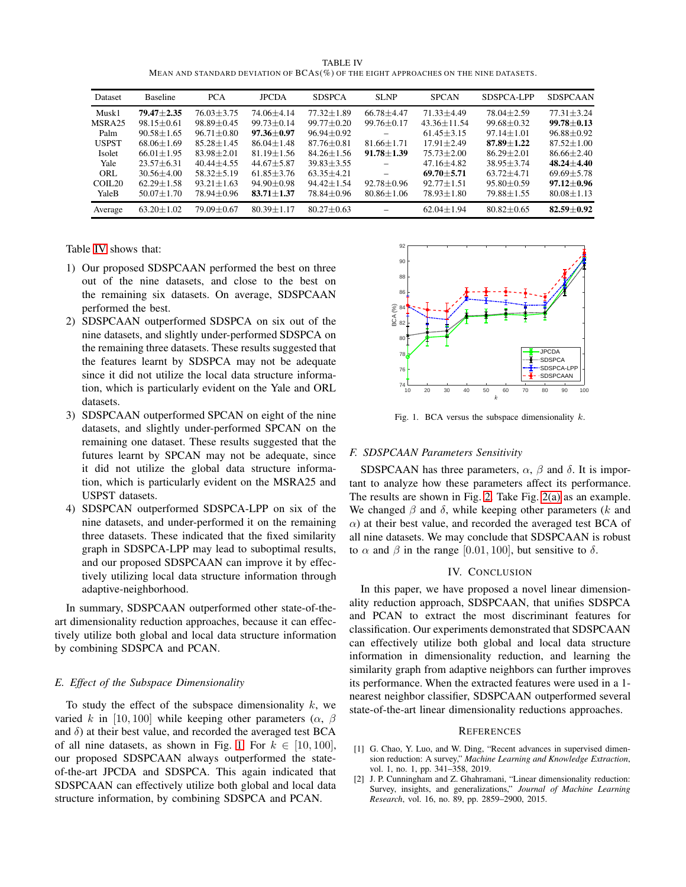TABLE IV
MEAN AND STANDARD DEVIATION OF BCAS(%) OF THE EIGHT APPROACHES ON THE NINE DATASETS.

| Dataset | Baseline | PCA | JPCDA | SDSPCA | SLNP | SPCAN | SDSPCA-LPP | SDSPCAAN |
|---|---|---|---|---|---|---|---|---|
| Musk1 | **79.47±2.35** | 76.03±3.75 | 74.06±4.14 | 77.32±1.89 | 66.78±4.47 | 71.33±4.49 | 78.04±2.59 | 77.31±3.24 |
| MSRA25 | 98.15±0.61 | 98.89±0.45 | 99.73±0.14 | 99.77±0.20 | 99.76±0.17 | 43.36±11.54 | 99.68±0.32 | **99.78±0.13** |
| Palm | 90.58±1.65 | 96.71±0.80 | **97.36±0.97** | 96.94±0.92 | – | 61.45±3.15 | 97.14±1.01 | 96.88±0.92 |
| USPST | 68.06±1.69 | 85.28±1.45 | 86.04±1.48 | 87.76±0.81 | 81.66±1.71 | 17.91±2.49 | **87.89±1.22** | 87.52±1.00 |
| Isolet | 66.01±1.95 | 83.98±2.01 | 81.19±1.56 | 84.26±1.56 | **91.78±1.39** | 75.73±2.00 | 86.29±2.01 | 86.66±2.40 |
| Yale | 23.57±6.31 | 40.44±4.55 | 44.67±5.87 | 39.83±3.55 | – | 47.16±4.82 | 38.95±3.74 | **48.24±4.40** |
| ORL | 30.56±4.00 | 58.32±5.19 | 61.85±3.76 | 63.35±4.21 | – | **69.70±5.71** | 63.72±4.71 | 69.69±5.78 |
| COIL20 | 62.29±1.58 | 93.21±1.63 | 94.90±0.98 | 94.42±1.54 | 92.78±0.96 | 92.77±1.51 | 95.80±0.59 | **97.12±0.96** |
| YaleB | 50.07±1.70 | 78.94±0.96 | **83.71±1.37** | 78.84±0.96 | 80.86±1.06 | 78.93±1.80 | 79.88±1.55 | 80.08±1.13 |
| Average | 63.20±1.02 | 79.09±0.67 | 80.39±1.17 | 80.27±0.63 | – | 62.04±1.94 | 80.82±0.65 | **82.59±0.92** |

Table IV shows that:

1) Our proposed SDSPCAAN performed the best on three out of the nine datasets, and close to the best on the remaining six datasets. On average, SDSPCAAN performed the best.
2) SDSPCAAN outperformed SDSPCA on six out of the nine datasets, and slightly under-performed SDSPCA on the remaining three datasets. These results suggested that the features learnt by SDSPCA may not be adequate since it did not utilize the local data structure information, which is particularly evident on the Yale and ORL datasets.
3) SDSPCAAN outperformed SPCAN on eight of the nine datasets, and slightly under-performed SPCAN on the remaining one dataset. These results suggested that the futures learnt by SPCAN may not be adequate, since it did not utilize the global data structure information, which is particularly evident on the MSRA25 and USPST datasets.
4) SDSPCAN outperformed SDSPCA-LPP on six of the nine datasets, and under-performed it on the remaining three datasets. These indicated that the fixed similarity graph in SDSPCA-LPP may lead to suboptimal results, and our proposed SDSPCAAN can improve it by effectively utilizing local data structure information through adaptive-neighborhood.

In summary, SDSPCAAN outperformed other state-of-the-art dimensionality reduction approaches, because it can effectively utilize both global and local data structure information by combining SDSPCA and PCAN.

### E. Effect of the Subspace Dimensionality

To study the effect of the subspace dimensionality $k$, we varied $k$ in $[10, 100]$ while keeping other parameters ($\alpha$, $\beta$ and $\delta$) at their best value, and recorded the averaged test BCA of all nine datasets, as shown in Fig. 1. For $k \in [10, 100]$, our proposed SDSPCAAN always outperformed the state-of-the-art JPCDA and SDSPCA. This again indicated that SDSPCAAN can effectively utilize both global and local data structure information, by combining SDSPCA and PCAN.

Fig. 1. BCA versus the subspace dimensionality $k$.

### F. SDSPCAAN Parameters Sensitivity

SDSPCAAN has three parameters, $\alpha$, $\beta$ and $\delta$. It is important to analyze how these parameters affect its performance. The results are shown in Fig. 2. Take Fig. 2(a) as an example. We changed $\beta$ and $\delta$, while keeping other parameters ($k$ and $\alpha$) at their best value, and recorded the averaged test BCA of all nine datasets. We may conclude that SDSPCAAN is robust to $\alpha$ and $\beta$ in the range $[0.01, 100]$, but sensitive to $\delta$.

## IV. Conclusion

In this paper, we have proposed a novel linear dimensionality reduction approach, SDSPCAAN, that unifies SDSPCA and PCAN to extract the most discriminant features for classification. Our experiments demonstrated that SDSPCAAN can effectively utilize both global and local data structure information in dimensionality reduction, and learning the similarity graph from adaptive neighbors can further improves its performance. When the extracted features were used in a 1-nearest neighbor classifier, SDSPCAAN outperformed several state-of-the-art linear dimensionality reductions approaches.

## References

[1] G. Chao, Y. Luo, and W. Ding, "Recent advances in supervised dimension reduction: A survey," *Machine Learning and Knowledge Extraction*, vol. 1, no. 1, pp. 341–358, 2019.

[2] J. P. Cunningham and Z. Ghahramani, "Linear dimensionality reduction: Survey, insights, and generalizations," *Journal of Machine Learning Research*, vol. 16, no. 89, pp. 2859–2900, 2015.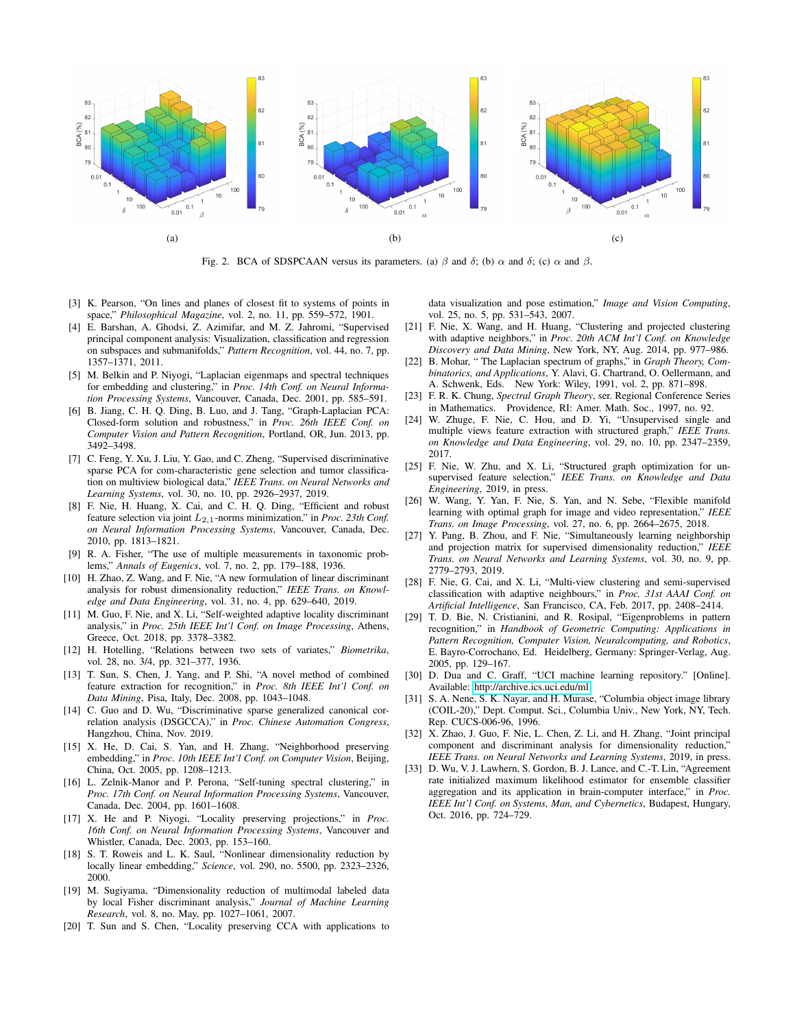83
82
81
80
79
BCA (%)
0.01
0.1
1
10
100
$\delta$
0.01
0.1
1
10
100
$\beta$
83
82
81
80
79

(a)

83
82
81
80
79
BCA (%)
0.01
0.1
1
10
100
$\delta$
0.01
0.1
1
10
100
$\alpha$
83
82
81
80
79

(b)

83
82
81
80
79
BCA (%)
0.01
0.1
1
10
100
$\beta$
0.01
0.1
1
10
100
$\alpha$
83
82
81
80
79

(c)

Fig. 2. BCA of SDSPCAAN versus its parameters. (a) $\beta$ and $\delta$; (b) $\alpha$ and $\delta$; (c) $\alpha$ and $\beta$.

[3] K. Pearson, "On lines and planes of closest fit to systems of points in space," *Philosophical Magazine*, vol. 2, no. 11, pp. 559–572, 1901.

[4] E. Barshan, A. Ghodsi, Z. Azimifar, and M. Z. Jahromi, "Supervised principal component analysis: Visualization, classification and regression on subspaces and submanifolds," *Pattern Recognition*, vol. 44, no. 7, pp. 1357–1371, 2011.

[5] M. Belkin and P. Niyogi, "Laplacian eigenmaps and spectral techniques for embedding and clustering," in *Proc. 14th Conf. on Neural Information Processing Systems*, Vancouver, Canada, Dec. 2001, pp. 585–591.

[6] B. Jiang, C. H. Q. Ding, B. Luo, and J. Tang, "Graph-Laplacian PCA: Closed-form solution and robustness," in *Proc. 26th IEEE Conf. on Computer Vision and Pattern Recognition*, Portland, OR, Jun. 2013, pp. 3492–3498.

[7] C. Feng, Y. Xu, J. Liu, Y. Gao, and C. Zheng, "Supervised discriminative sparse PCA for com-characteristic gene selection and tumor classification on multiview biological data," *IEEE Trans. on Neural Networks and Learning Systems*, vol. 30, no. 10, pp. 2926–2937, 2019.

[8] F. Nie, H. Huang, X. Cai, and C. H. Q. Ding, "Efficient and robust feature selection via joint $L_{2,1}$-norms minimization," in *Proc. 23th Conf. on Neural Information Processing Systems*, Vancouver, Canada, Dec. 2010, pp. 1813–1821.

[9] R. A. Fisher, "The use of multiple measurements in taxonomic problems," *Annals of Eugenics*, vol. 7, no. 2, pp. 179–188, 1936.

[10] H. Zhao, Z. Wang, and F. Nie, "A new formulation of linear discriminant analysis for robust dimensionality reduction," *IEEE Trans. on Knowledge and Data Engineering*, vol. 31, no. 4, pp. 629–640, 2019.

[11] M. Guo, F. Nie, and X. Li, "Self-weighted adaptive locality discriminant analysis," in *Proc. 25th IEEE Int'l Conf. on Image Processing*, Athens, Greece, Oct. 2018, pp. 3378–3382.

[12] H. Hotelling, "Relations between two sets of variates," *Biometrika*, vol. 28, no. 3/4, pp. 321–377, 1936.

[13] T. Sun, S. Chen, J. Yang, and P. Shi, "A novel method of combined feature extraction for recognition," in *Proc. 8th IEEE Int'l Conf. on Data Mining*, Pisa, Italy, Dec. 2008, pp. 1043–1048.

[14] C. Guo and D. Wu, "Discriminative sparse generalized canonical correlation analysis (DSGCCA)," in *Proc. Chinese Automation Congress*, Hangzhou, China, Nov. 2019.

[15] X. He, D. Cai, S. Yan, and H. Zhang, "Neighborhood preserving embedding," in *Proc. 10th IEEE Int'l Conf. on Computer Vision*, Beijing, China, Oct. 2005, pp. 1208–1213.

[16] L. Zelnik-Manor and P. Perona, "Self-tuning spectral clustering," in *Proc. 17th Conf. on Neural Information Processing Systems*, Vancouver, Canada, Dec. 2004, pp. 1601–1608.

[17] X. He and P. Niyogi, "Locality preserving projections," in *Proc. 16th Conf. on Neural Information Processing Systems*, Vancouver and Whistler, Canada, Dec. 2003, pp. 153–160.

[18] S. T. Roweis and L. K. Saul, "Nonlinear dimensionality reduction by locally linear embedding," *Science*, vol. 290, no. 5500, pp. 2323–2326, 2000.

[19] M. Sugiyama, "Dimensionality reduction of multimodal labeled data by local Fisher discriminant analysis," *Journal of Machine Learning Research*, vol. 8, no. May, pp. 1027–1061, 2007.

[20] T. Sun and S. Chen, "Locality preserving CCA with applications to data visualization and pose estimation," *Image and Vision Computing*, vol. 25, no. 5, pp. 531–543, 2007.

[21] F. Nie, X. Wang, and H. Huang, "Clustering and projected clustering with adaptive neighbors," in *Proc. 20th ACM Int'l Conf. on Knowledge Discovery and Data Mining*, New York, NY, Aug. 2014, pp. 977–986.

[22] B. Mohar, " The Laplacian spectrum of graphs," in *Graph Theory, Combinatorics, and Applications*, Y. Alavi, G. Chartrand, O. Oellermann, and A. Schwenk, Eds. New York: Wiley, 1991, vol. 2, pp. 871–898.

[23] F. R. K. Chung, *Spectral Graph Theory*, ser. Regional Conference Series in Mathematics. Providence, RI: Amer. Math. Soc., 1997, no. 92.

[24] W. Zhuge, F. Nie, C. Hou, and D. Yi, "Unsupervised single and multiple views feature extraction with structured graph," *IEEE Trans. on Knowledge and Data Engineering*, vol. 29, no. 10, pp. 2347–2359, 2017.

[25] F. Nie, W. Zhu, and X. Li, "Structured graph optimization for unsupervised feature selection," *IEEE Trans. on Knowledge and Data Engineering*, 2019, in press.

[26] W. Wang, Y. Yan, F. Nie, S. Yan, and N. Sebe, "Flexible manifold learning with optimal graph for image and video representation," *IEEE Trans. on Image Processing*, vol. 27, no. 6, pp. 2664–2675, 2018.

[27] Y. Pang, B. Zhou, and F. Nie, "Simultaneously learning neighborship and projection matrix for supervised dimensionality reduction," *IEEE Trans. on Neural Networks and Learning Systems*, vol. 30, no. 9, pp. 2779–2793, 2019.

[28] F. Nie, G. Cai, and X. Li, "Multi-view clustering and semi-supervised classification with adaptive neighbours," in *Proc. 31st AAAI Conf. on Artificial Intelligence*, San Francisco, CA, Feb. 2017, pp. 2408–2414.

[29] T. D. Bie, N. Cristianini, and R. Rosipal, "Eigenproblems in pattern recognition," in *Handbook of Geometric Computing: Applications in Pattern Recognition, Computer Vision, Neuralcomputing, and Robotics*, E. Bayro-Corrochano, Ed. Heidelberg, Germany: Springer-Verlag, Aug. 2005, pp. 129–167.

[30] D. Dua and C. Graff, "UCI machine learning repository." [Online]. Available: http://archive.ics.uci.edu/ml

[31] S. A. Nene, S. K. Nayar, and H. Murase, "Columbia object image library (COIL-20)," Dept. Comput. Sci., Columbia Univ., New York, NY, Tech. Rep. CUCS-006-96, 1996.

[32] X. Zhao, J. Guo, F. Nie, L. Chen, Z. Li, and H. Zhang, "Joint principal component and discriminant analysis for dimensionality reduction," *IEEE Trans. on Neural Networks and Learning Systems*, 2019, in press.

[33] D. Wu, V. J. Lawhern, S. Gordon, B. J. Lance, and C.-T. Lin, "Agreement rate initialized maximum likelihood estimator for ensemble classifier aggregation and its application in brain-computer interface," in *Proc. IEEE Int'l Conf. on Systems, Man, and Cybernetics*, Budapest, Hungary, Oct. 2016, pp. 724–729.